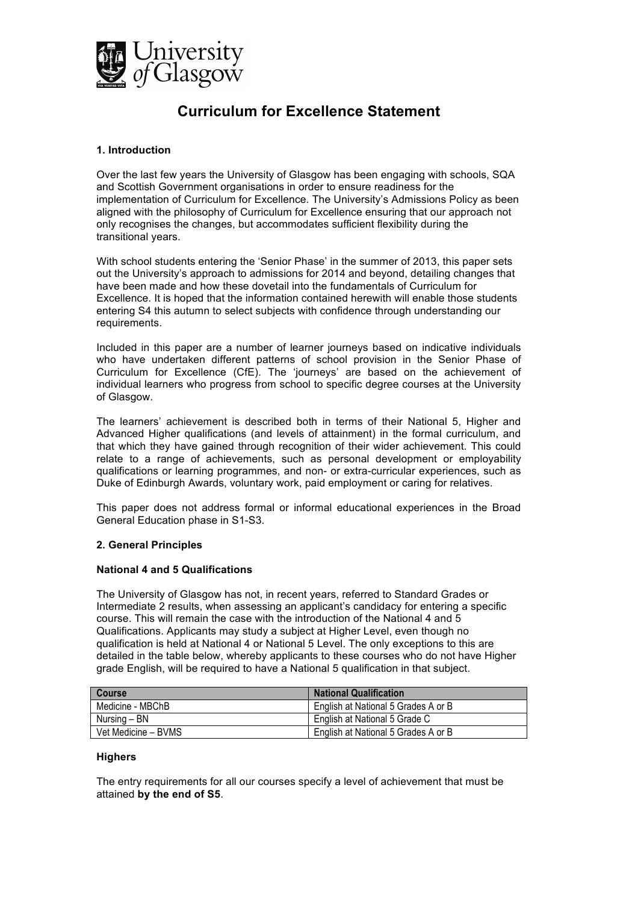University of Glasgow

# Curriculum for Excellence Statement

**1. Introduction**

Over the last few years the University of Glasgow has been engaging with schools, SQA and Scottish Government organisations in order to ensure readiness for the implementation of Curriculum for Excellence. The University's Admissions Policy as been aligned with the philosophy of Curriculum for Excellence ensuring that our approach not only recognises the changes, but accommodates sufficient flexibility during the transitional years.

With school students entering the 'Senior Phase' in the summer of 2013, this paper sets out the University's approach to admissions for 2014 and beyond, detailing changes that have been made and how these dovetail into the fundamentals of Curriculum for Excellence. It is hoped that the information contained herewith will enable those students entering S4 this autumn to select subjects with confidence through understanding our requirements.

Included in this paper are a number of learner journeys based on indicative individuals who have undertaken different patterns of school provision in the Senior Phase of Curriculum for Excellence (CfE). The 'journeys' are based on the achievement of individual learners who progress from school to specific degree courses at the University of Glasgow.

The learners' achievement is described both in terms of their National 5, Higher and Advanced Higher qualifications (and levels of attainment) in the formal curriculum, and that which they have gained through recognition of their wider achievement. This could relate to a range of achievements, such as personal development or employability qualifications or learning programmes, and non- or extra-curricular experiences, such as Duke of Edinburgh Awards, voluntary work, paid employment or caring for relatives.

This paper does not address formal or informal educational experiences in the Broad General Education phase in S1-S3.

**2. General Principles**

**National 4 and 5 Qualifications**

The University of Glasgow has not, in recent years, referred to Standard Grades or Intermediate 2 results, when assessing an applicant's candidacy for entering a specific course. This will remain the case with the introduction of the National 4 and 5 Qualifications. Applicants may study a subject at Higher Level, even though no qualification is held at National 4 or National 5 Level. The only exceptions to this are detailed in the table below, whereby applicants to these courses who do not have Higher grade English, will be required to have a National 5 qualification in that subject.

| Course | National Qualification |
|---|---|
| Medicine - MBChB | English at National 5 Grades A or B |
| Nursing – BN | English at National 5 Grade C |
| Vet Medicine – BVMS | English at National 5 Grades A or B |

**Highers**

The entry requirements for all our courses specify a level of achievement that must be attained **by the end of S5**.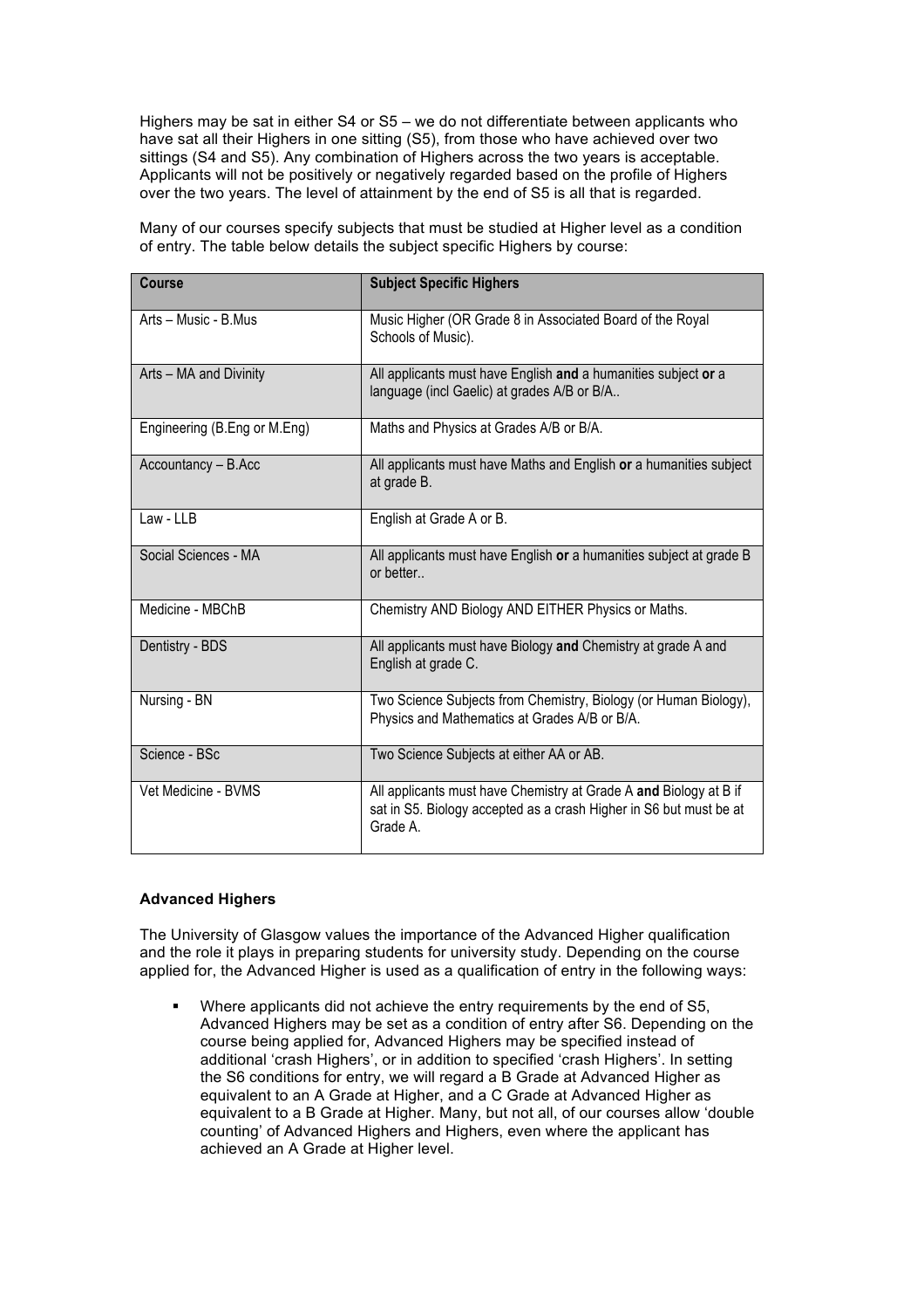Highers may be sat in either S4 or S5 – we do not differentiate between applicants who have sat all their Highers in one sitting (S5), from those who have achieved over two sittings (S4 and S5). Any combination of Highers across the two years is acceptable. Applicants will not be positively or negatively regarded based on the profile of Highers over the two years. The level of attainment by the end of S5 is all that is regarded.

Many of our courses specify subjects that must be studied at Higher level as a condition of entry. The table below details the subject specific Highers by course:

| Course | Subject Specific Highers |
|---|---|
| Arts – Music - B.Mus | Music Higher (OR Grade 8 in Associated Board of the Royal Schools of Music). |
| Arts – MA and Divinity | All applicants must have English **and** a humanities subject **or** a language (incl Gaelic) at grades A/B or B/A.. |
| Engineering (B.Eng or M.Eng) | Maths and Physics at Grades A/B or B/A. |
| Accountancy – B.Acc | All applicants must have Maths and English **or** a humanities subject at grade B. |
| Law - LLB | English at Grade A or B. |
| Social Sciences - MA | All applicants must have English **or** a humanities subject at grade B or better.. |
| Medicine - MBChB | Chemistry AND Biology AND EITHER Physics or Maths. |
| Dentistry - BDS | All applicants must have Biology **and** Chemistry at grade A and English at grade C. |
| Nursing - BN | Two Science Subjects from Chemistry, Biology (or Human Biology), Physics and Mathematics at Grades A/B or B/A. |
| Science - BSc | Two Science Subjects at either AA or AB. |
| Vet Medicine - BVMS | All applicants must have Chemistry at Grade A **and** Biology at B if sat in S5. Biology accepted as a crash Higher in S6 but must be at Grade A. |

### Advanced Highers

The University of Glasgow values the importance of the Advanced Higher qualification and the role it plays in preparing students for university study. Depending on the course applied for, the Advanced Higher is used as a qualification of entry in the following ways:

- Where applicants did not achieve the entry requirements by the end of S5, Advanced Highers may be set as a condition of entry after S6. Depending on the course being applied for, Advanced Highers may be specified instead of additional 'crash Highers', or in addition to specified 'crash Highers'. In setting the S6 conditions for entry, we will regard a B Grade at Advanced Higher as equivalent to an A Grade at Higher, and a C Grade at Advanced Higher as equivalent to a B Grade at Higher. Many, but not all, of our courses allow 'double counting' of Advanced Highers and Highers, even where the applicant has achieved an A Grade at Higher level.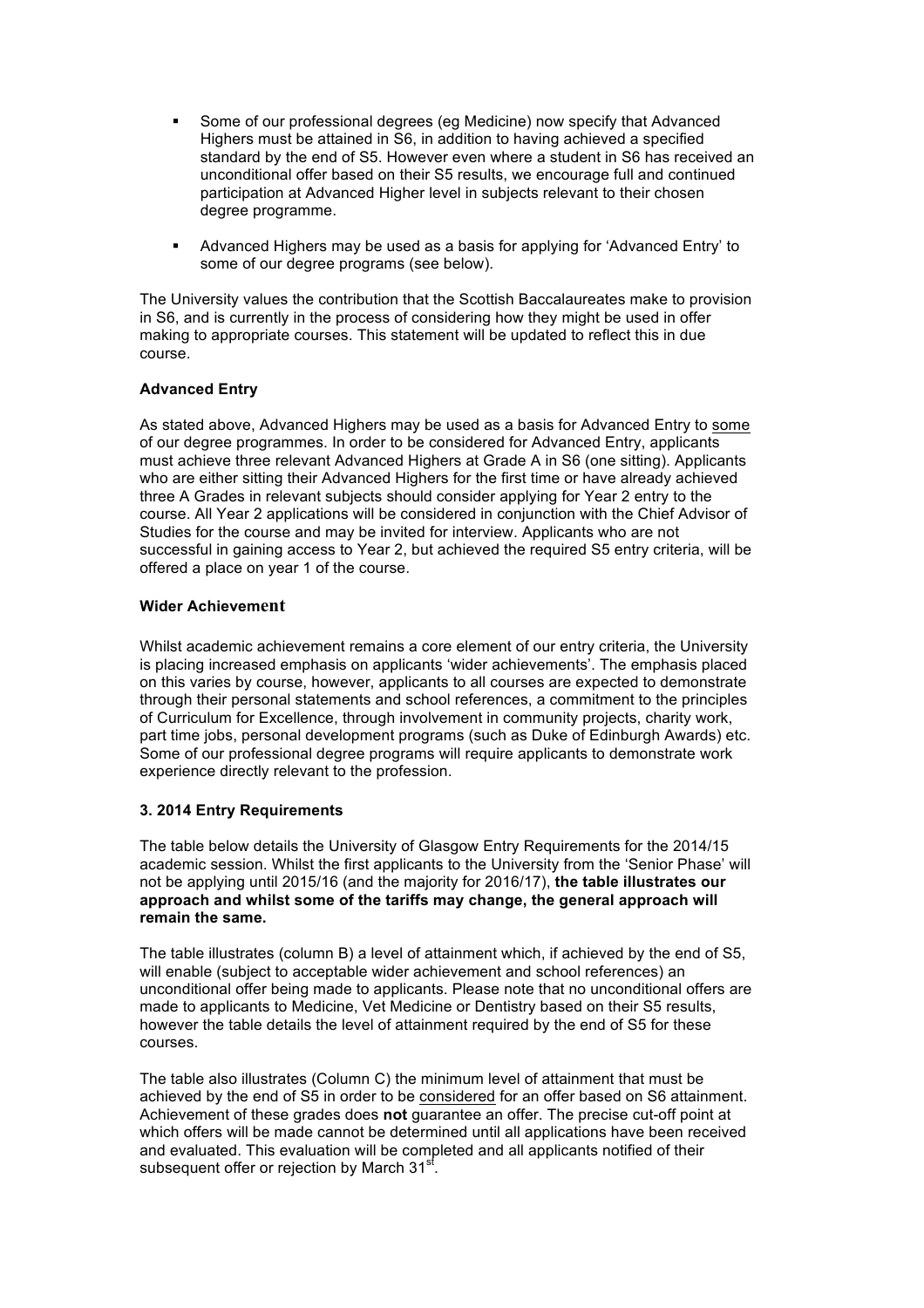- Some of our professional degrees (eg Medicine) now specify that Advanced Highers must be attained in S6, in addition to having achieved a specified standard by the end of S5. However even where a student in S6 has received an unconditional offer based on their S5 results, we encourage full and continued participation at Advanced Higher level in subjects relevant to their chosen degree programme.
- Advanced Highers may be used as a basis for applying for 'Advanced Entry' to some of our degree programs (see below).

The University values the contribution that the Scottish Baccalaureates make to provision in S6, and is currently in the process of considering how they might be used in offer making to appropriate courses. This statement will be updated to reflect this in due course.

**Advanced Entry**

As stated above, Advanced Highers may be used as a basis for Advanced Entry to some of our degree programmes. In order to be considered for Advanced Entry, applicants must achieve three relevant Advanced Highers at Grade A in S6 (one sitting). Applicants who are either sitting their Advanced Highers for the first time or have already achieved three A Grades in relevant subjects should consider applying for Year 2 entry to the course. All Year 2 applications will be considered in conjunction with the Chief Advisor of Studies for the course and may be invited for interview. Applicants who are not successful in gaining access to Year 2, but achieved the required S5 entry criteria, will be offered a place on year 1 of the course.

**Wider Achievement**

Whilst academic achievement remains a core element of our entry criteria, the University is placing increased emphasis on applicants 'wider achievements'. The emphasis placed on this varies by course, however, applicants to all courses are expected to demonstrate through their personal statements and school references, a commitment to the principles of Curriculum for Excellence, through involvement in community projects, charity work, part time jobs, personal development programs (such as Duke of Edinburgh Awards) etc. Some of our professional degree programs will require applicants to demonstrate work experience directly relevant to the profession.

**3. 2014 Entry Requirements**

The table below details the University of Glasgow Entry Requirements for the 2014/15 academic session. Whilst the first applicants to the University from the 'Senior Phase' will not be applying until 2015/16 (and the majority for 2016/17), **the table illustrates our approach and whilst some of the tariffs may change, the general approach will remain the same.**

The table illustrates (column B) a level of attainment which, if achieved by the end of S5, will enable (subject to acceptable wider achievement and school references) an unconditional offer being made to applicants. Please note that no unconditional offers are made to applicants to Medicine, Vet Medicine or Dentistry based on their S5 results, however the table details the level of attainment required by the end of S5 for these courses.

The table also illustrates (Column C) the minimum level of attainment that must be achieved by the end of S5 in order to be considered for an offer based on S6 attainment. Achievement of these grades does **not** guarantee an offer. The precise cut-off point at which offers will be made cannot be determined until all applications have been received and evaluated. This evaluation will be completed and all applicants notified of their subsequent offer or rejection by March 31st.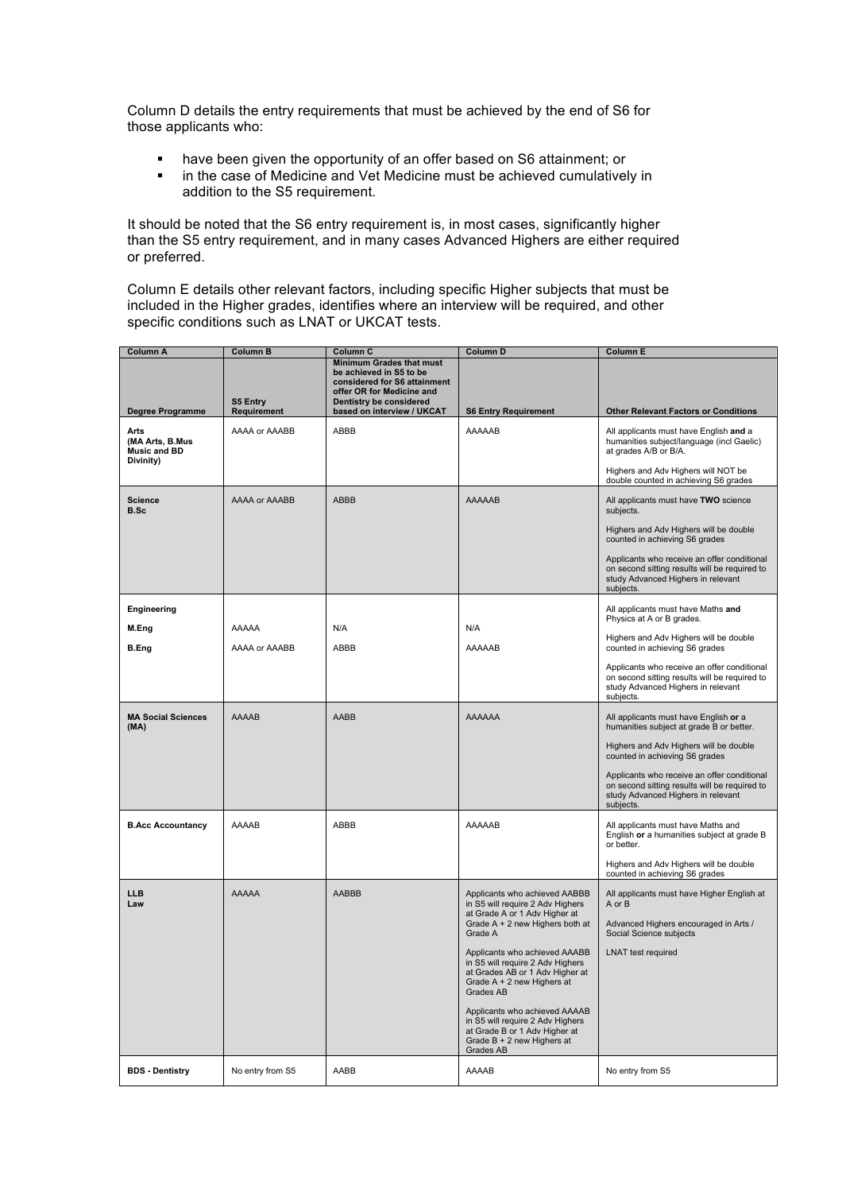Column D details the entry requirements that must be achieved by the end of S6 for those applicants who:

- have been given the opportunity of an offer based on S6 attainment; or
- in the case of Medicine and Vet Medicine must be achieved cumulatively in addition to the S5 requirement.

It should be noted that the S6 entry requirement is, in most cases, significantly higher than the S5 entry requirement, and in many cases Advanced Highers are either required or preferred.

Column E details other relevant factors, including specific Higher subjects that must be included in the Higher grades, identifies where an interview will be required, and other specific conditions such as LNAT or UKCAT tests.

| Column A | Column B | Column C | Column D | Column E |
|---|---|---|---|---|
| **Degree Programme** | **S5 Entry Requirement** | **Minimum Grades that must be achieved in S5 to be considered for S6 attainment offer OR for Medicine and Dentistry be considered based on interview / UKCAT** | **S6 Entry Requirement** | **Other Relevant Factors or Conditions** |
| **Arts (MA Arts, B.Mus Music and BD Divinity)** | AAAA or AAABB | ABBB | AAAAAB | All applicants must have English **and** a humanities subject/language (incl Gaelic) at grades A/B or B/A.<br><br>Highers and Adv Highers will NOT be double counted in achieving S6 grades |
| **Science B.Sc** | AAAA or AAABB | ABBB | AAAAAB | All applicants must have **TWO** science subjects.<br><br>Highers and Adv Highers will be double counted in achieving S6 grades<br><br>Applicants who receive an offer conditional on second sitting results will be required to study Advanced Highers in relevant subjects. |
| **Engineering**<br><br>**M.Eng**<br><br>**B.Eng** | <br><br>AAAAA<br><br>AAAA or AAABB | <br><br>N/A<br><br>ABBB | <br><br>N/A<br><br>AAAAAB | All applicants must have Maths **and** Physics at A or B grades.<br><br>Highers and Adv Highers will be double counted in achieving S6 grades<br><br>Applicants who receive an offer conditional on second sitting results will be required to study Advanced Highers in relevant subjects. |
| **MA Social Sciences (MA)** | AAAAB | AABB | AAAAAA | All applicants must have English **or** a humanities subject at grade B or better.<br><br>Highers and Adv Highers will be double counted in achieving S6 grades<br><br>Applicants who receive an offer conditional on second sitting results will be required to study Advanced Highers in relevant subjects. |
| **B.Acc Accountancy** | AAAAB | ABBB | AAAAAB | All applicants must have Maths and English **or** a humanities subject at grade B or better.<br><br>Highers and Adv Highers will be double counted in achieving S6 grades |
| **LLB Law** | AAAAA | AABBB | Applicants who achieved AABBB in S5 will require 2 Adv Highers at Grade A or 1 Adv Higher at Grade A + 2 new Highers both at Grade A<br><br>Applicants who achieved AAABB in S5 will require 2 Adv Highers at Grades AB or 1 Adv Higher at Grade A + 2 new Highers at Grades AB<br><br>Applicants who achieved AAAAB in S5 will require 2 Adv Highers at Grade B or 1 Adv Higher at Grade B + 2 new Highers at Grades AB | All applicants must have Higher English at A or B<br><br>Advanced Highers encouraged in Arts / Social Science subjects<br><br>LNAT test required |
| **BDS - Dentistry** | No entry from S5 | AABB | AAAAB | No entry from S5 |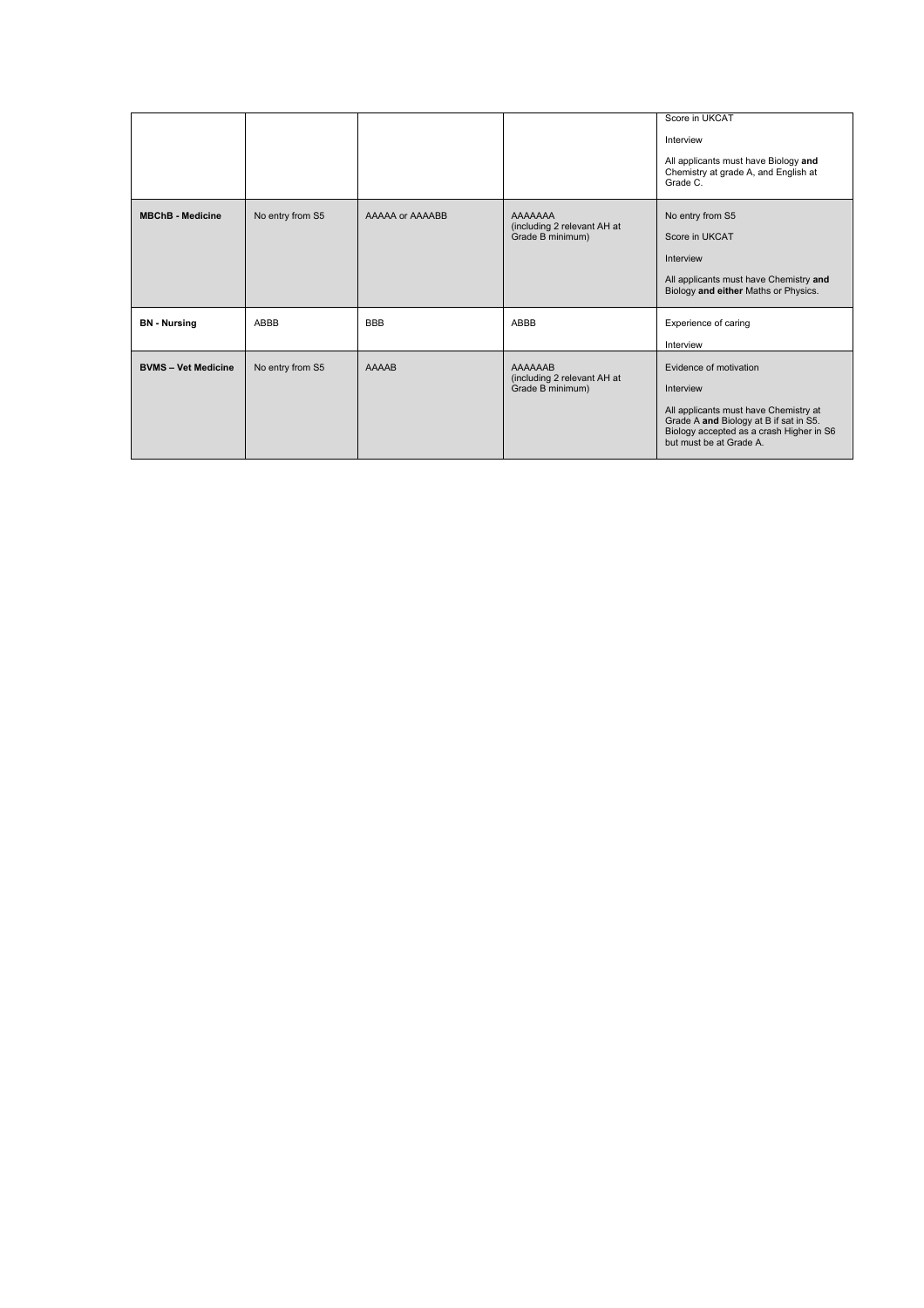| | | | | |
|---|---|---|---|---|
| | | | | Score in UKCAT<br><br>Interview<br><br>All applicants must have Biology **and** Chemistry at grade A, and English at Grade C. |
| **MBChB - Medicine** | No entry from S5 | AAAAA or AAAABB | AAAAAAA (including 2 relevant AH at Grade B minimum) | No entry from S5<br><br>Score in UKCAT<br><br>Interview<br><br>All applicants must have Chemistry **and** Biology **and either** Maths or Physics. |
| **BN - Nursing** | ABBB | BBB | ABBB | Experience of caring<br><br>Interview |
| **BVMS – Vet Medicine** | No entry from S5 | AAAAB | AAAAAAB (including 2 relevant AH at Grade B minimum) | Evidence of motivation<br><br>Interview<br><br>All applicants must have Chemistry at Grade A **and** Biology at B if sat in S5. Biology accepted as a crash Higher in S6 but must be at Grade A. |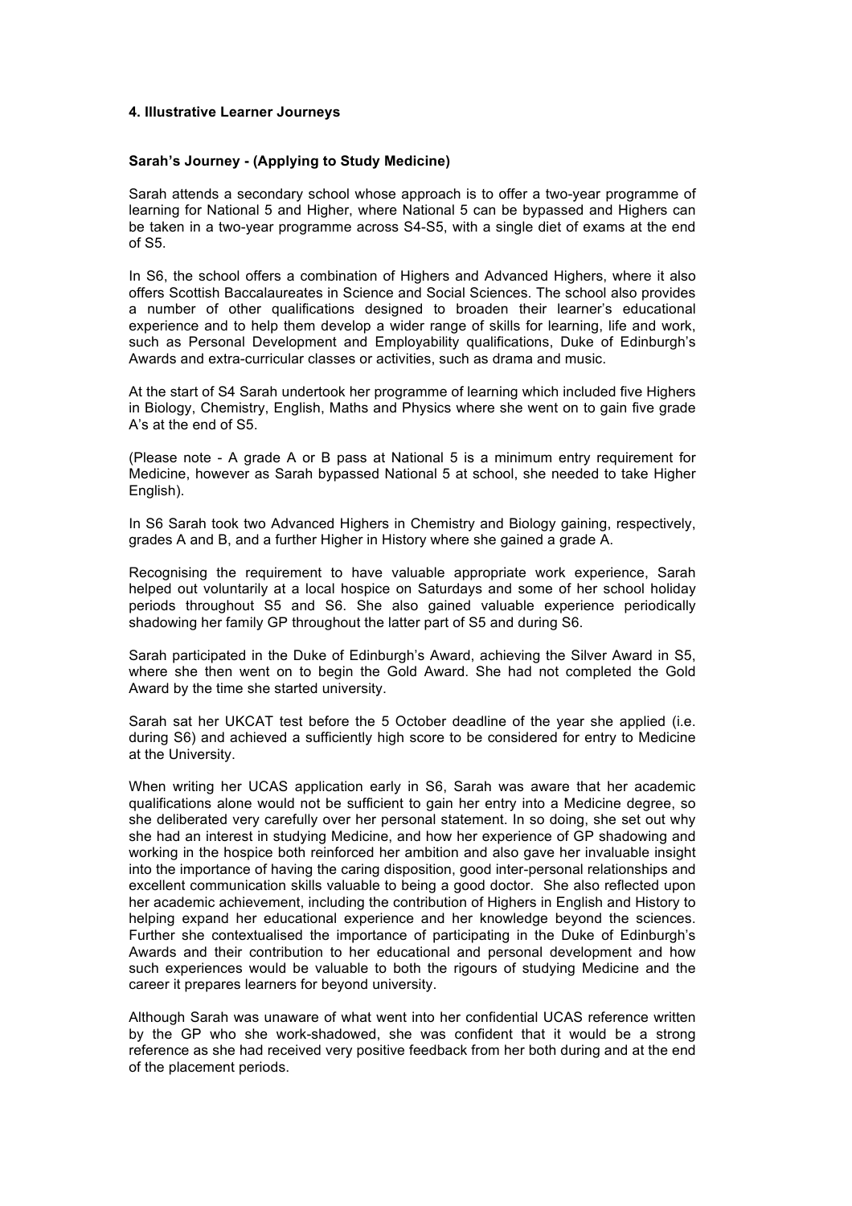## 4. Illustrative Learner Journeys

### Sarah's Journey - (Applying to Study Medicine)

Sarah attends a secondary school whose approach is to offer a two-year programme of learning for National 5 and Higher, where National 5 can be bypassed and Highers can be taken in a two-year programme across S4-S5, with a single diet of exams at the end of S5.

In S6, the school offers a combination of Highers and Advanced Highers, where it also offers Scottish Baccalaureates in Science and Social Sciences. The school also provides a number of other qualifications designed to broaden their learner's educational experience and to help them develop a wider range of skills for learning, life and work, such as Personal Development and Employability qualifications, Duke of Edinburgh's Awards and extra-curricular classes or activities, such as drama and music.

At the start of S4 Sarah undertook her programme of learning which included five Highers in Biology, Chemistry, English, Maths and Physics where she went on to gain five grade A's at the end of S5.

(Please note - A grade A or B pass at National 5 is a minimum entry requirement for Medicine, however as Sarah bypassed National 5 at school, she needed to take Higher English).

In S6 Sarah took two Advanced Highers in Chemistry and Biology gaining, respectively, grades A and B, and a further Higher in History where she gained a grade A.

Recognising the requirement to have valuable appropriate work experience, Sarah helped out voluntarily at a local hospice on Saturdays and some of her school holiday periods throughout S5 and S6. She also gained valuable experience periodically shadowing her family GP throughout the latter part of S5 and during S6.

Sarah participated in the Duke of Edinburgh's Award, achieving the Silver Award in S5, where she then went on to begin the Gold Award. She had not completed the Gold Award by the time she started university.

Sarah sat her UKCAT test before the 5 October deadline of the year she applied (i.e. during S6) and achieved a sufficiently high score to be considered for entry to Medicine at the University.

When writing her UCAS application early in S6, Sarah was aware that her academic qualifications alone would not be sufficient to gain her entry into a Medicine degree, so she deliberated very carefully over her personal statement. In so doing, she set out why she had an interest in studying Medicine, and how her experience of GP shadowing and working in the hospice both reinforced her ambition and also gave her invaluable insight into the importance of having the caring disposition, good inter-personal relationships and excellent communication skills valuable to being a good doctor. She also reflected upon her academic achievement, including the contribution of Highers in English and History to helping expand her educational experience and her knowledge beyond the sciences. Further she contextualised the importance of participating in the Duke of Edinburgh's Awards and their contribution to her educational and personal development and how such experiences would be valuable to both the rigours of studying Medicine and the career it prepares learners for beyond university.

Although Sarah was unaware of what went into her confidential UCAS reference written by the GP who she work-shadowed, she was confident that it would be a strong reference as she had received very positive feedback from her both during and at the end of the placement periods.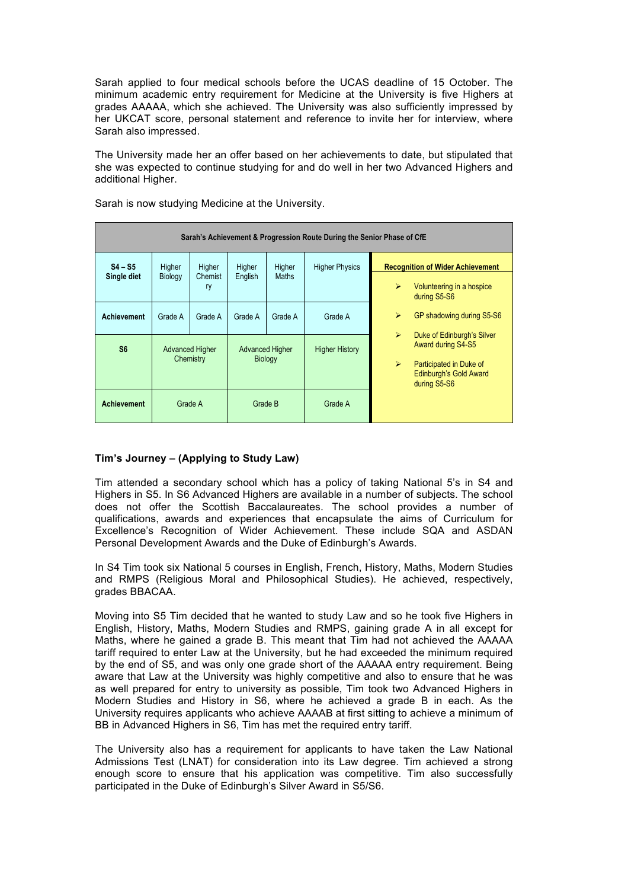Sarah applied to four medical schools before the UCAS deadline of 15 October. The minimum academic entry requirement for Medicine at the University is five Highers at grades AAAAA, which she achieved. The University was also sufficiently impressed by her UKCAT score, personal statement and reference to invite her for interview, where Sarah also impressed.

The University made her an offer based on her achievements to date, but stipulated that she was expected to continue studying for and do well in her two Advanced Highers and additional Higher.

Sarah is now studying Medicine at the University.

| Sarah's Achievement & Progression Route During the Senior Phase of CfE | | | | | | |
|---|---|---|---|---|---|---|
| **S4 – S5 Single diet** | Higher Biology | Higher Chemistry | Higher English | Higher Maths | Higher Physics | **Recognition of Wider Achievement** |
| **Achievement** | Grade A | Grade A | Grade A | Grade A | Grade A | ➢ Volunteering in a hospice during S5-S6<br>➢ GP shadowing during S5-S6<br>➢ Duke of Edinburgh's Silver Award during S4-S5<br>➢ Participated in Duke of Edinburgh's Gold Award during S5-S6 |
| **S6** | Advanced Higher Chemistry | | Advanced Higher Biology | | Higher History | |
| **Achievement** | Grade A | | Grade B | | Grade A | |

### Tim's Journey – (Applying to Study Law)

Tim attended a secondary school which has a policy of taking National 5's in S4 and Highers in S5. In S6 Advanced Highers are available in a number of subjects. The school does not offer the Scottish Baccalaureates. The school provides a number of qualifications, awards and experiences that encapsulate the aims of Curriculum for Excellence's Recognition of Wider Achievement. These include SQA and ASDAN Personal Development Awards and the Duke of Edinburgh's Awards.

In S4 Tim took six National 5 courses in English, French, History, Maths, Modern Studies and RMPS (Religious Moral and Philosophical Studies). He achieved, respectively, grades BBACAA.

Moving into S5 Tim decided that he wanted to study Law and so he took five Highers in English, History, Maths, Modern Studies and RMPS, gaining grade A in all except for Maths, where he gained a grade B. This meant that Tim had not achieved the AAAAA tariff required to enter Law at the University, but he had exceeded the minimum required by the end of S5, and was only one grade short of the AAAAA entry requirement. Being aware that Law at the University was highly competitive and also to ensure that he was as well prepared for entry to university as possible, Tim took two Advanced Highers in Modern Studies and History in S6, where he achieved a grade B in each. As the University requires applicants who achieve AAAAB at first sitting to achieve a minimum of BB in Advanced Highers in S6, Tim has met the required entry tariff.

The University also has a requirement for applicants to have taken the Law National Admissions Test (LNAT) for consideration into its Law degree. Tim achieved a strong enough score to ensure that his application was competitive. Tim also successfully participated in the Duke of Edinburgh's Silver Award in S5/S6.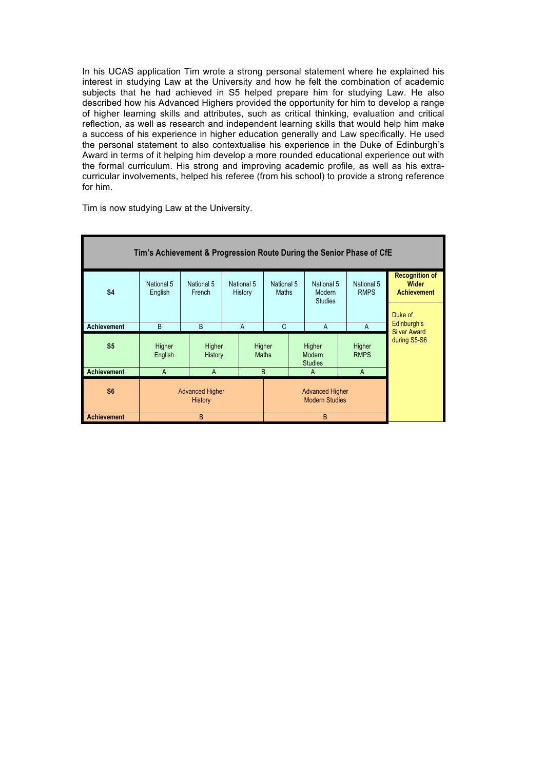In his UCAS application Tim wrote a strong personal statement where he explained his interest in studying Law at the University and how he felt the combination of academic subjects that he had achieved in S5 helped prepare him for studying Law. He also described how his Advanced Highers provided the opportunity for him to develop a range of higher learning skills and attributes, such as critical thinking, evaluation and critical reflection, as well as research and independent learning skills that would help him make a success of his experience in higher education generally and Law specifically. He used the personal statement to also contextualise his experience in the Duke of Edinburgh's Award in terms of it helping him develop a more rounded educational experience out with the formal curriculum. His strong and improving academic profile, as well as his extra-curricular involvements, helped his referee (from his school) to provide a strong reference for him.

Tim is now studying Law at the University.

| **Tim's Achievement & Progression Route During the Senior Phase of CfE** | | | | | | | |
|---|---|---|---|---|---|---|---|
| **S4** | National 5 English | National 5 French | National 5 History | National 5 Maths | National 5 Modern Studies | National 5 RMPS | **Recognition of Wider Achievement** |
| **Achievement** | B | B | A | C | A | A | Duke of Edinburgh's Silver Award during S5-S6 |
| **S5** | Higher English | Higher History | Higher Maths | Higher Modern Studies | Higher RMPS | | |
| **Achievement** | A | A | B | A | A | | |
| **S6** | Advanced Higher History | Advanced Higher Modern Studies | | | | | |
| **Achievement** | B | B | | | | | |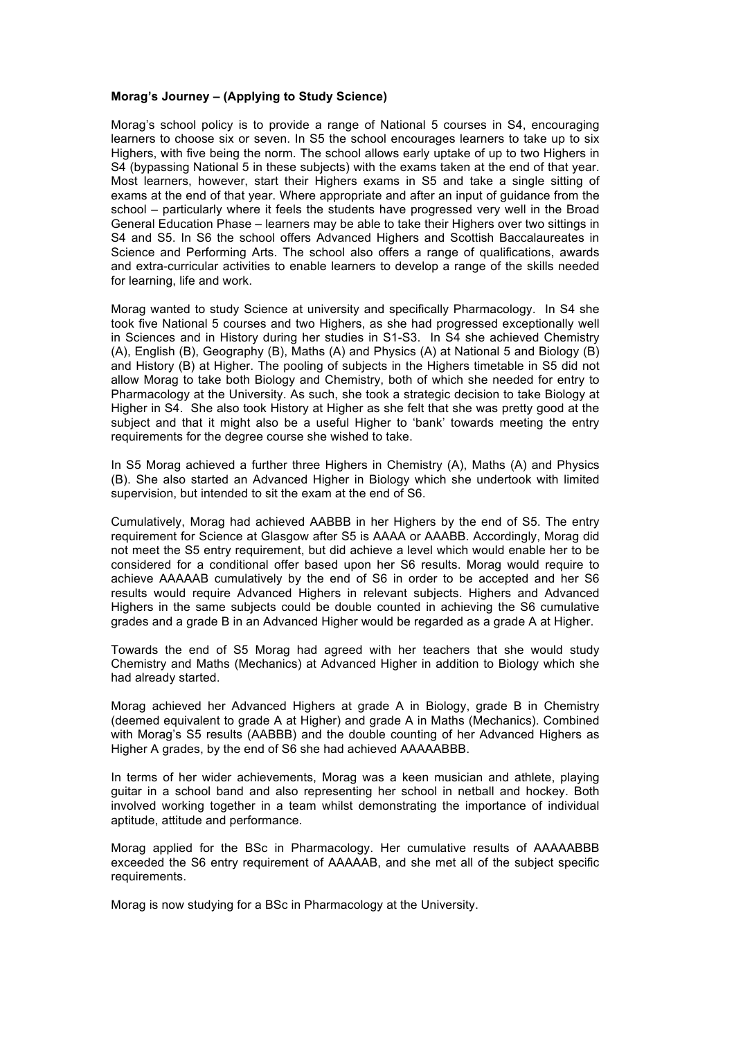**Morag's Journey – (Applying to Study Science)**

Morag's school policy is to provide a range of National 5 courses in S4, encouraging learners to choose six or seven. In S5 the school encourages learners to take up to six Highers, with five being the norm. The school allows early uptake of up to two Highers in S4 (bypassing National 5 in these subjects) with the exams taken at the end of that year. Most learners, however, start their Highers exams in S5 and take a single sitting of exams at the end of that year. Where appropriate and after an input of guidance from the school – particularly where it feels the students have progressed very well in the Broad General Education Phase – learners may be able to take their Highers over two sittings in S4 and S5. In S6 the school offers Advanced Highers and Scottish Baccalaureates in Science and Performing Arts. The school also offers a range of qualifications, awards and extra-curricular activities to enable learners to develop a range of the skills needed for learning, life and work.

Morag wanted to study Science at university and specifically Pharmacology. In S4 she took five National 5 courses and two Highers, as she had progressed exceptionally well in Sciences and in History during her studies in S1-S3. In S4 she achieved Chemistry (A), English (B), Geography (B), Maths (A) and Physics (A) at National 5 and Biology (B) and History (B) at Higher. The pooling of subjects in the Highers timetable in S5 did not allow Morag to take both Biology and Chemistry, both of which she needed for entry to Pharmacology at the University. As such, she took a strategic decision to take Biology at Higher in S4. She also took History at Higher as she felt that she was pretty good at the subject and that it might also be a useful Higher to 'bank' towards meeting the entry requirements for the degree course she wished to take.

In S5 Morag achieved a further three Highers in Chemistry (A), Maths (A) and Physics (B). She also started an Advanced Higher in Biology which she undertook with limited supervision, but intended to sit the exam at the end of S6.

Cumulatively, Morag had achieved AABBB in her Highers by the end of S5. The entry requirement for Science at Glasgow after S5 is AAAA or AAABB. Accordingly, Morag did not meet the S5 entry requirement, but did achieve a level which would enable her to be considered for a conditional offer based upon her S6 results. Morag would require to achieve AAAAAB cumulatively by the end of S6 in order to be accepted and her S6 results would require Advanced Highers in relevant subjects. Highers and Advanced Highers in the same subjects could be double counted in achieving the S6 cumulative grades and a grade B in an Advanced Higher would be regarded as a grade A at Higher.

Towards the end of S5 Morag had agreed with her teachers that she would study Chemistry and Maths (Mechanics) at Advanced Higher in addition to Biology which she had already started.

Morag achieved her Advanced Highers at grade A in Biology, grade B in Chemistry (deemed equivalent to grade A at Higher) and grade A in Maths (Mechanics). Combined with Morag's S5 results (AABBB) and the double counting of her Advanced Highers as Higher A grades, by the end of S6 she had achieved AAAAABBB.

In terms of her wider achievements, Morag was a keen musician and athlete, playing guitar in a school band and also representing her school in netball and hockey. Both involved working together in a team whilst demonstrating the importance of individual aptitude, attitude and performance.

Morag applied for the BSc in Pharmacology. Her cumulative results of AAAAABBB exceeded the S6 entry requirement of AAAAAB, and she met all of the subject specific requirements.

Morag is now studying for a BSc in Pharmacology at the University.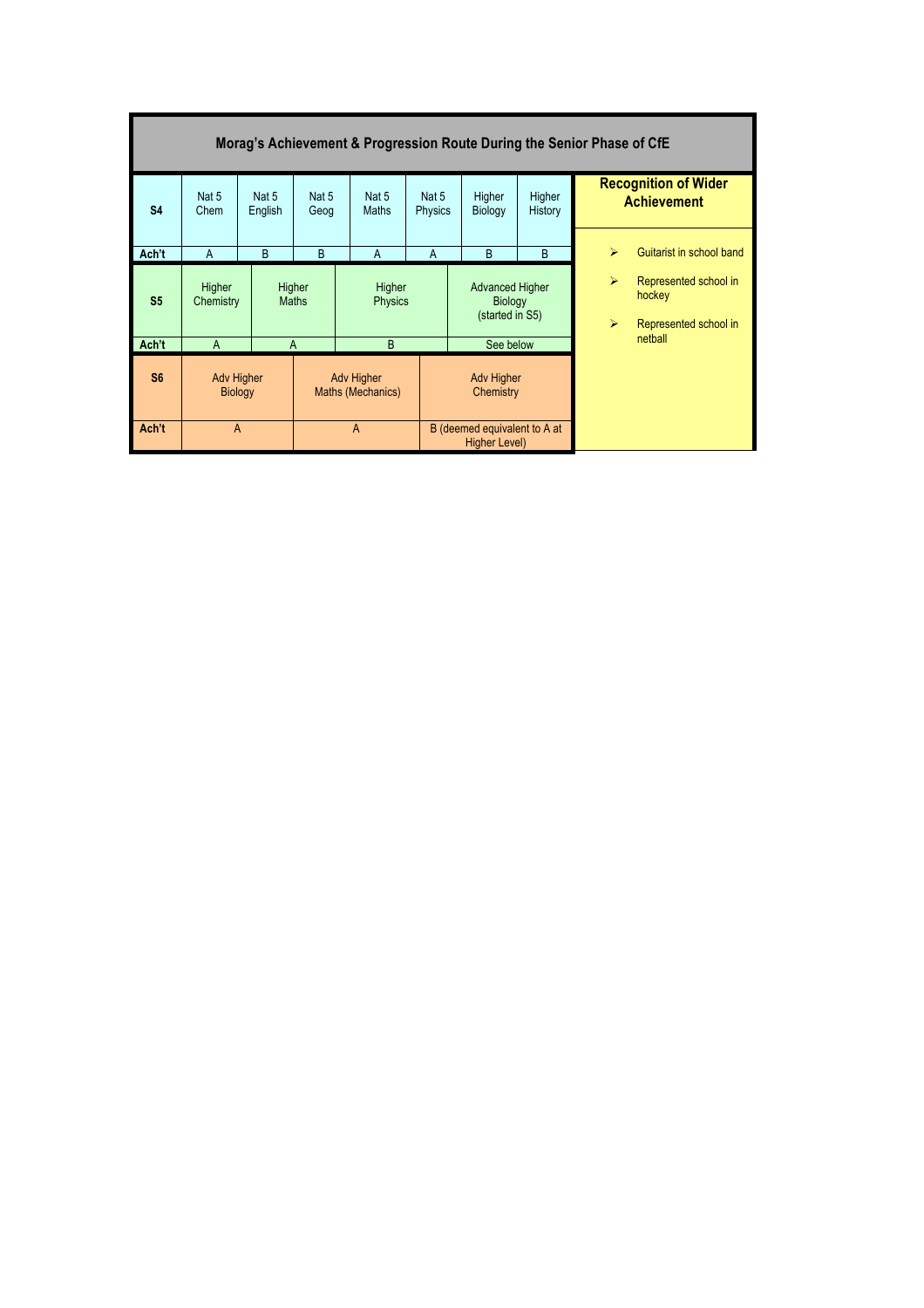# Morag's Achievement & Progression Route During the Senior Phase of CfE

| S4 | Nat 5 Chem | Nat 5 English | Nat 5 Geog | Nat 5 Maths | Nat 5 Physics | Higher Biology | Higher History |
|---|---|---|---|---|---|---|---|
| **Ach't** | A | B | B | A | A | B | B |

| S5 | Higher Chemistry | Higher Maths | Higher Physics | Advanced Higher Biology (started in S5) |
|---|---|---|---|---|
| **Ach't** | A | A | B | See below |

| S6 | Adv Higher Biology | Adv Higher Maths (Mechanics) | Adv Higher Chemistry |
|---|---|---|---|
| **Ach't** | A | A | B (deemed equivalent to A at Higher Level) |

**Recognition of Wider Achievement**

- Guitarist in school band
- Represented school in hockey
- Represented school in netball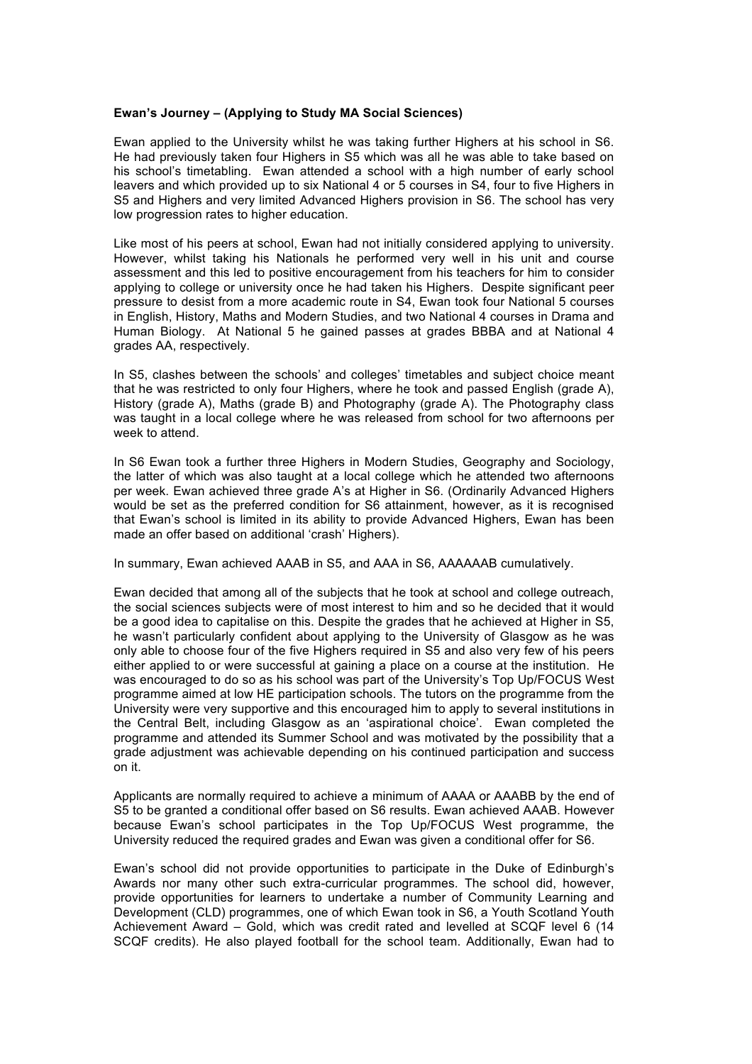**Ewan's Journey – (Applying to Study MA Social Sciences)**

Ewan applied to the University whilst he was taking further Highers at his school in S6. He had previously taken four Highers in S5 which was all he was able to take based on his school's timetabling. Ewan attended a school with a high number of early school leavers and which provided up to six National 4 or 5 courses in S4, four to five Highers in S5 and Highers and very limited Advanced Highers provision in S6. The school has very low progression rates to higher education.

Like most of his peers at school, Ewan had not initially considered applying to university. However, whilst taking his Nationals he performed very well in his unit and course assessment and this led to positive encouragement from his teachers for him to consider applying to college or university once he had taken his Highers. Despite significant peer pressure to desist from a more academic route in S4, Ewan took four National 5 courses in English, History, Maths and Modern Studies, and two National 4 courses in Drama and Human Biology. At National 5 he gained passes at grades BBBA and at National 4 grades AA, respectively.

In S5, clashes between the schools' and colleges' timetables and subject choice meant that he was restricted to only four Highers, where he took and passed English (grade A), History (grade A), Maths (grade B) and Photography (grade A). The Photography class was taught in a local college where he was released from school for two afternoons per week to attend.

In S6 Ewan took a further three Highers in Modern Studies, Geography and Sociology, the latter of which was also taught at a local college which he attended two afternoons per week. Ewan achieved three grade A's at Higher in S6. (Ordinarily Advanced Highers would be set as the preferred condition for S6 attainment, however, as it is recognised that Ewan's school is limited in its ability to provide Advanced Highers, Ewan has been made an offer based on additional 'crash' Highers).

In summary, Ewan achieved AAAB in S5, and AAA in S6, AAAAAAB cumulatively.

Ewan decided that among all of the subjects that he took at school and college outreach, the social sciences subjects were of most interest to him and so he decided that it would be a good idea to capitalise on this. Despite the grades that he achieved at Higher in S5, he wasn't particularly confident about applying to the University of Glasgow as he was only able to choose four of the five Highers required in S5 and also very few of his peers either applied to or were successful at gaining a place on a course at the institution. He was encouraged to do so as his school was part of the University's Top Up/FOCUS West programme aimed at low HE participation schools. The tutors on the programme from the University were very supportive and this encouraged him to apply to several institutions in the Central Belt, including Glasgow as an 'aspirational choice'. Ewan completed the programme and attended its Summer School and was motivated by the possibility that a grade adjustment was achievable depending on his continued participation and success on it.

Applicants are normally required to achieve a minimum of AAAA or AAABB by the end of S5 to be granted a conditional offer based on S6 results. Ewan achieved AAAB. However because Ewan's school participates in the Top Up/FOCUS West programme, the University reduced the required grades and Ewan was given a conditional offer for S6.

Ewan's school did not provide opportunities to participate in the Duke of Edinburgh's Awards nor many other such extra-curricular programmes. The school did, however, provide opportunities for learners to undertake a number of Community Learning and Development (CLD) programmes, one of which Ewan took in S6, a Youth Scotland Youth Achievement Award – Gold, which was credit rated and levelled at SCQF level 6 (14 SCQF credits). He also played football for the school team. Additionally, Ewan had to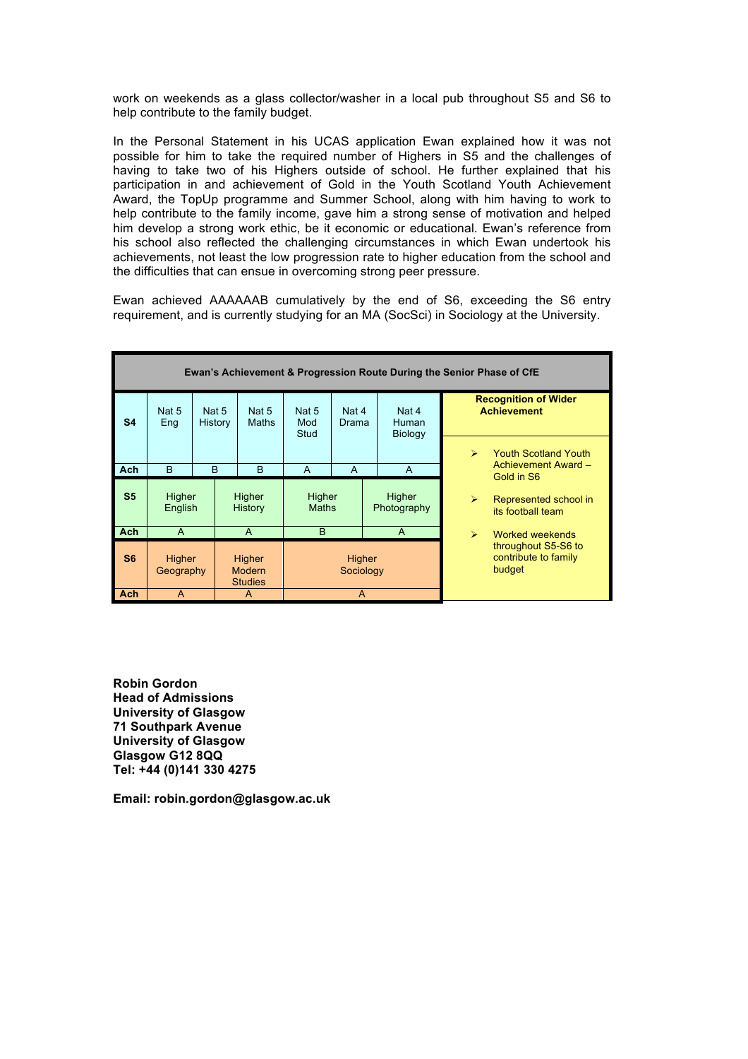work on weekends as a glass collector/washer in a local pub throughout S5 and S6 to help contribute to the family budget.

In the Personal Statement in his UCAS application Ewan explained how it was not possible for him to take the required number of Highers in S5 and the challenges of having to take two of his Highers outside of school. He further explained that his participation in and achievement of Gold in the Youth Scotland Youth Achievement Award, the TopUp programme and Summer School, along with him having to work to help contribute to the family income, gave him a strong sense of motivation and helped him develop a strong work ethic, be it economic or educational. Ewan's reference from his school also reflected the challenging circumstances in which Ewan undertook his achievements, not least the low progression rate to higher education from the school and the difficulties that can ensue in overcoming strong peer pressure.

Ewan achieved AAAAAAB cumulatively by the end of S6, exceeding the S6 entry requirement, and is currently studying for an MA (SocSci) in Sociology at the University.

**Ewan's Achievement & Progression Route During the Senior Phase of CfE**

| | | | | | | | Recognition of Wider Achievement |
|---|---|---|---|---|---|---|---|
| **S4** | Nat 5 Eng | Nat 5 History | Nat 5 Maths | Nat 5 Mod Stud | Nat 4 Drama | Nat 4 Human Biology | |
| **Ach** | B | B | B | A | A | A | |
| **S5** | Higher English | | Higher History | Higher Maths | | Higher Photography | |
| **Ach** | A | | A | B | | A | |
| **S6** | Higher Geography | | Higher Modern Studies | Higher Sociology | | | |
| **Ach** | A | | A | A | | | |

**Recognition of Wider Achievement**

- Youth Scotland Youth Achievement Award – Gold in S6
- Represented school in its football team
- Worked weekends throughout S5-S6 to contribute to family budget

**Robin Gordon**
**Head of Admissions**
**University of Glasgow**
**71 Southpark Avenue**
**University of Glasgow**
**Glasgow G12 8QQ**
**Tel: +44 (0)141 330 4275**

**Email: robin.gordon@glasgow.ac.uk**